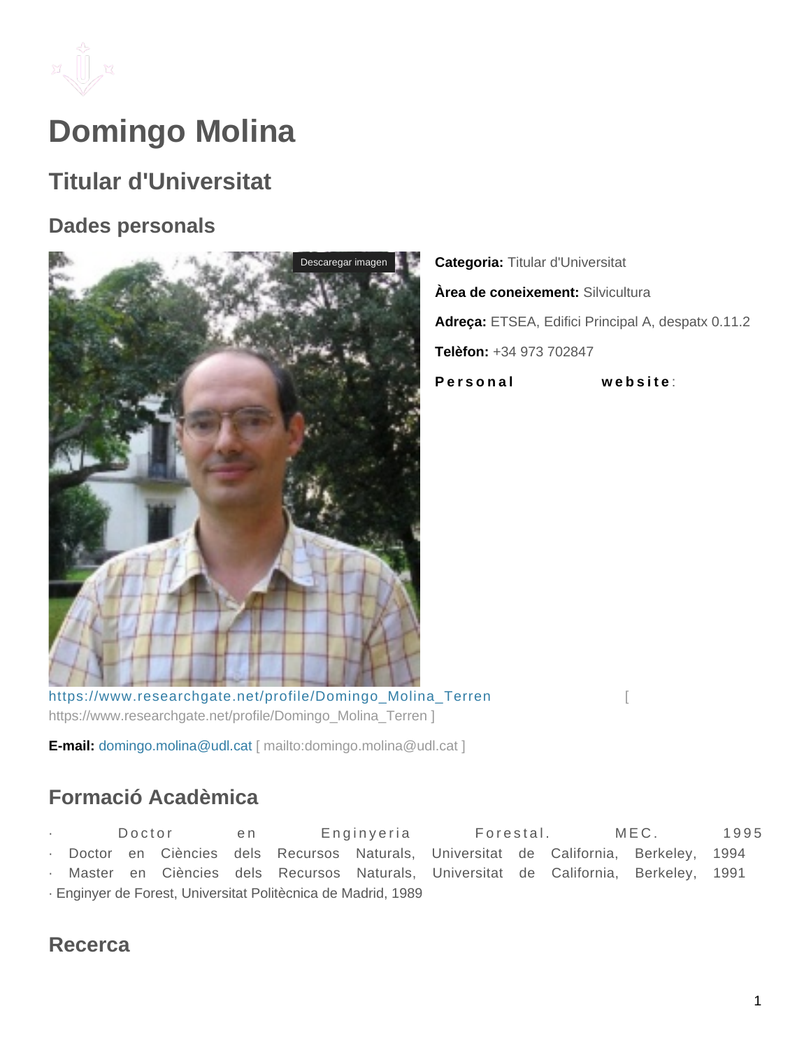# Domingo Molina

## Titular d'Universitat

### Dades personals

**Categoria:** Titular d'Universitat

**Àrea de coneixement:** Silvicultura

**Adreça:** ETSEA, Edifici Principal A, despatx 0.11.2

**Telèfon:** +34 973 702847

**Personal website**: https://www.researchgate.net/profile/Domingo_Molina_Terren [ https://www.researchgate.net/profile/Domingo_Molina_Terren ]

**E-mail:** domingo.molina@udl.cat [ mailto:domingo.molina@udl.cat ]

### Formació Acadèmica

· Doctor en Enginyeria Forestal. MEC. 1995
· Doctor en Ciències dels Recursos Naturals, Universitat de California, Berkeley, 1994
· Master en Ciències dels Recursos Naturals, Universitat de California, Berkeley, 1991
· Enginyer de Forest, Universitat Politècnica de Madrid, 1989

### Recerca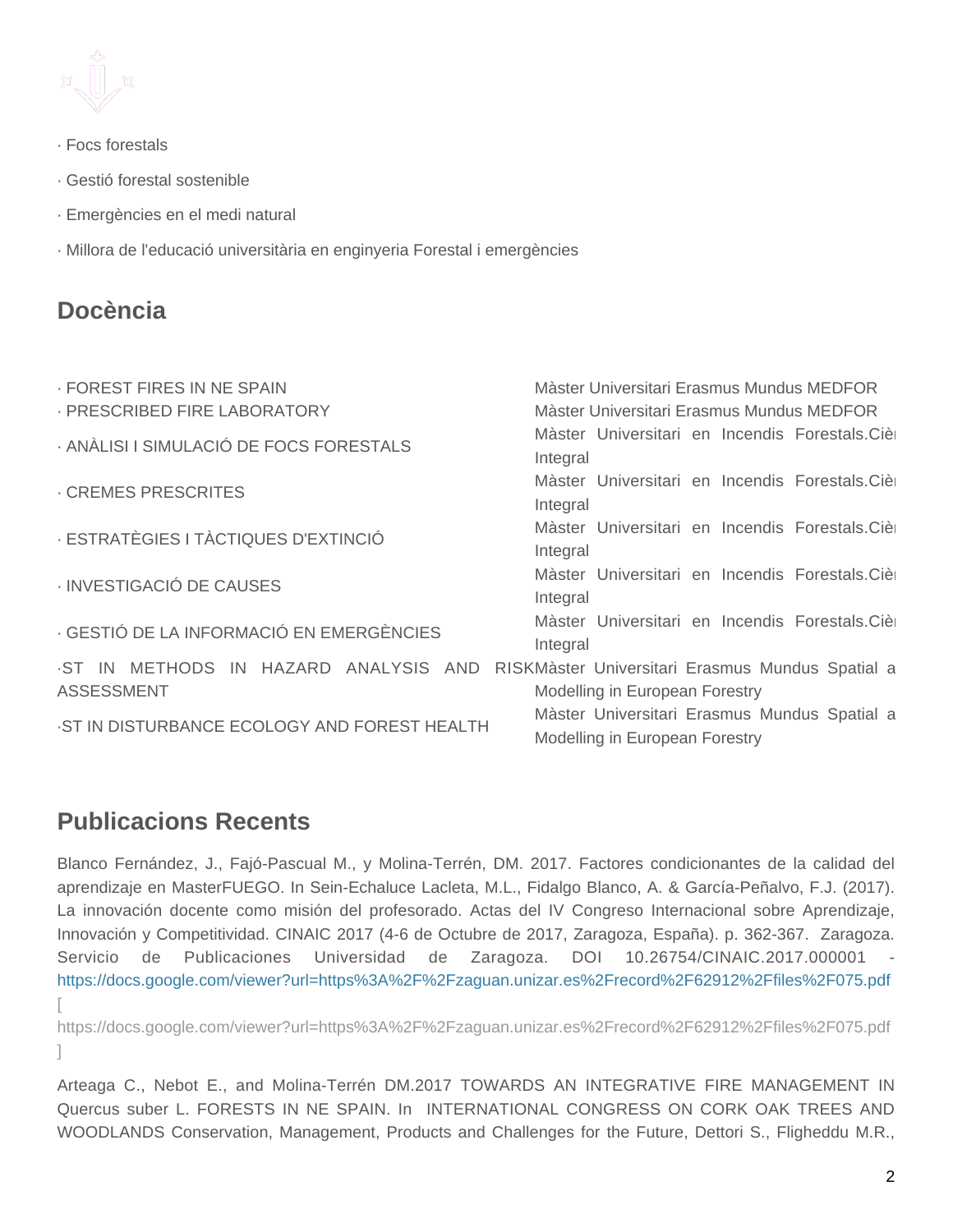· Focs forestals

· Gestió forestal sostenible

· Emergències en el medi natural

· Millora de l'educació universitària en enginyeria Forestal i emergències

## Docència

| | |
|---|---|
| · FOREST FIRES IN NE SPAIN | Màster Universitari Erasmus Mundus MEDFOR |
| · PRESCRIBED FIRE LABORATORY | Màster Universitari Erasmus Mundus MEDFOR |
| · ANÀLISI I SIMULACIÓ DE FOCS FORESTALS | Màster Universitari en Incendis Forestals.Ciè Integral |
| · CREMES PRESCRITES | Màster Universitari en Incendis Forestals.Ciè Integral |
| · ESTRATÈGIES I TÀCTIQUES D'EXTINCIÓ | Màster Universitari en Incendis Forestals.Ciè Integral |
| · INVESTIGACIÓ DE CAUSES | Màster Universitari en Incendis Forestals.Ciè Integral |
| · GESTIÓ DE LA INFORMACIÓ EN EMERGÈNCIES | Màster Universitari en Incendis Forestals.Ciè Integral |
| ·ST IN METHODS IN HAZARD ANALYSIS AND RISK ASSESSMENT | Màster Universitari Erasmus Mundus Spatial a Modelling in European Forestry |
| ·ST IN DISTURBANCE ECOLOGY AND FOREST HEALTH | Màster Universitari Erasmus Mundus Spatial a Modelling in European Forestry |

## Publicacions Recents

Blanco Fernández, J., Fajó-Pascual M., y Molina-Terrén, DM. 2017. Factores condicionantes de la calidad del aprendizaje en MasterFUEGO. In Sein-Echaluce Lacleta, M.L., Fidalgo Blanco, A. & García-Peñalvo, F.J. (2017). La innovación docente como misión del profesorado. Actas del IV Congreso Internacional sobre Aprendizaje, Innovación y Competitividad. CINAIC 2017 (4-6 de Octubre de 2017, Zaragoza, España). p. 362-367. Zaragoza. Servicio de Publicaciones Universidad de Zaragoza. DOI 10.26754/CINAIC.2017.000001 - https://docs.google.com/viewer?url=https%3A%2F%2Fzaguan.unizar.es%2Frecord%2F62912%2Ffiles%2F075.pdf [ https://docs.google.com/viewer?url=https%3A%2F%2Fzaguan.unizar.es%2Frecord%2F62912%2Ffiles%2F075.pdf ]

Arteaga C., Nebot E., and Molina-Terrén DM.2017 TOWARDS AN INTEGRATIVE FIRE MANAGEMENT IN Quercus suber L. FORESTS IN NE SPAIN. In INTERNATIONAL CONGRESS ON CORK OAK TREES AND WOODLANDS Conservation, Management, Products and Challenges for the Future, Dettori S., Fligheddu M.R.,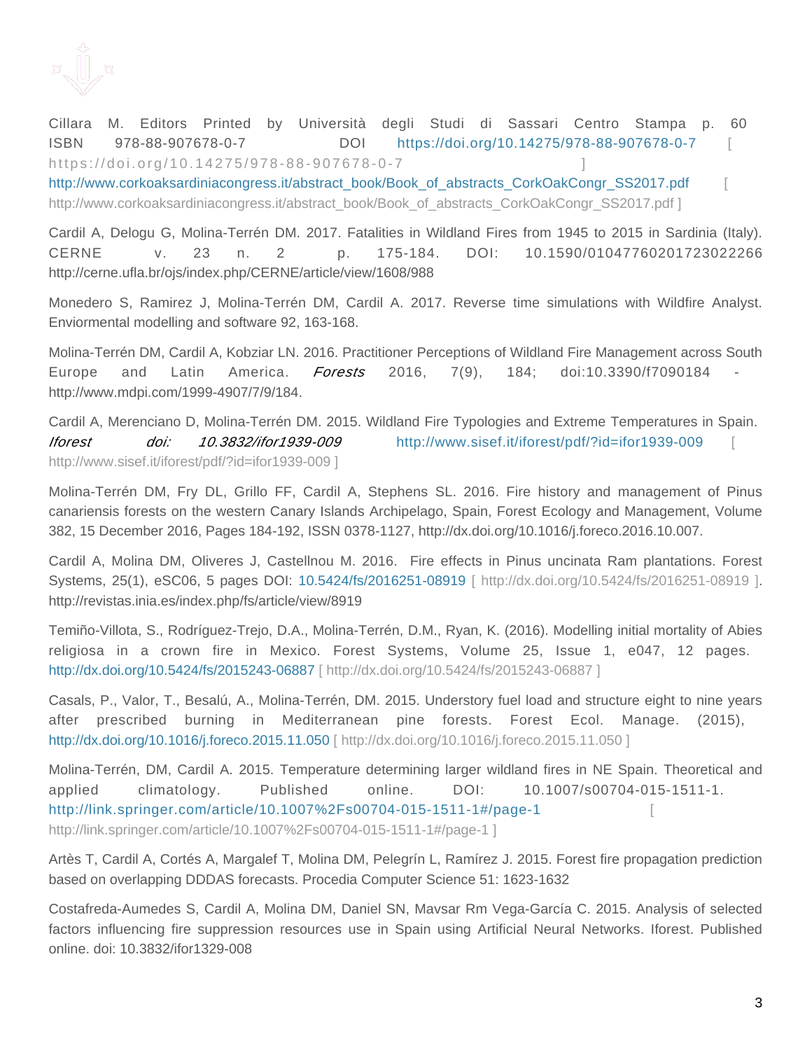Cillara M. Editors Printed by Università degli Studi di Sassari Centro Stampa p. 60 ISBN 978-88-907678-0-7 DOI https://doi.org/10.14275/978-88-907678-0-7 [ https://doi.org/10.14275/978-88-907678-0-7 ] http://www.corkoaksardiniacongress.it/abstract_book/Book_of_abstracts_CorkOakCongr_SS2017.pdf [ http://www.corkoaksardiniacongress.it/abstract_book/Book_of_abstracts_CorkOakCongr_SS2017.pdf ]

Cardil A, Delogu G, Molina-Terrén DM. 2017. Fatalities in Wildland Fires from 1945 to 2015 in Sardinia (Italy). CERNE v. 23 n. 2 p. 175-184. DOI: 10.1590/01047760201723022266 http://cerne.ufla.br/ojs/index.php/CERNE/article/view/1608/988

Monedero S, Ramirez J, Molina-Terrén DM, Cardil A. 2017. Reverse time simulations with Wildfire Analyst. Enviormental modelling and software 92, 163-168.

Molina-Terrén DM, Cardil A, Kobziar LN. 2016. Practitioner Perceptions of Wildland Fire Management across South Europe and Latin America. *Forests* 2016, 7(9), 184; doi:10.3390/f7090184 - http://www.mdpi.com/1999-4907/7/9/184.

Cardil A, Merenciano D, Molina-Terrén DM. 2015. Wildland Fire Typologies and Extreme Temperatures in Spain. *Iforest doi: 10.3832/ifor1939-009* http://www.sisef.it/iforest/pdf/?id=ifor1939-009 [ http://www.sisef.it/iforest/pdf/?id=ifor1939-009 ]

Molina-Terrén DM, Fry DL, Grillo FF, Cardil A, Stephens SL. 2016. Fire history and management of Pinus canariensis forests on the western Canary Islands Archipelago, Spain, Forest Ecology and Management, Volume 382, 15 December 2016, Pages 184-192, ISSN 0378-1127, http://dx.doi.org/10.1016/j.foreco.2016.10.007.

Cardil A, Molina DM, Oliveres J, Castellnou M. 2016. Fire effects in Pinus uncinata Ram plantations. Forest Systems, 25(1), eSC06, 5 pages DOI: 10.5424/fs/2016251-08919 [ http://dx.doi.org/10.5424/fs/2016251-08919 ]. http://revistas.inia.es/index.php/fs/article/view/8919

Temiño-Villota, S., Rodríguez-Trejo, D.A., Molina-Terrén, D.M., Ryan, K. (2016). Modelling initial mortality of Abies religiosa in a crown fire in Mexico. Forest Systems, Volume 25, Issue 1, e047, 12 pages. http://dx.doi.org/10.5424/fs/2015243-06887 [ http://dx.doi.org/10.5424/fs/2015243-06887 ]

Casals, P., Valor, T., Besalú, A., Molina-Terrén, DM. 2015. Understory fuel load and structure eight to nine years after prescribed burning in Mediterranean pine forests. Forest Ecol. Manage. (2015), http://dx.doi.org/10.1016/j.foreco.2015.11.050 [ http://dx.doi.org/10.1016/j.foreco.2015.11.050 ]

Molina-Terrén, DM, Cardil A. 2015. Temperature determining larger wildland fires in NE Spain. Theoretical and applied climatology. Published online. DOI: 10.1007/s00704-015-1511-1. http://link.springer.com/article/10.1007%2Fs00704-015-1511-1#/page-1 [ http://link.springer.com/article/10.1007%2Fs00704-015-1511-1#/page-1 ]

Artès T, Cardil A, Cortés A, Margalef T, Molina DM, Pelegrín L, Ramírez J. 2015. Forest fire propagation prediction based on overlapping DDDAS forecasts. Procedia Computer Science 51: 1623-1632

Costafreda-Aumedes S, Cardil A, Molina DM, Daniel SN, Mavsar Rm Vega-García C. 2015. Analysis of selected factors influencing fire suppression resources use in Spain using Artificial Neural Networks. Iforest. Published online. doi: 10.3832/ifor1329-008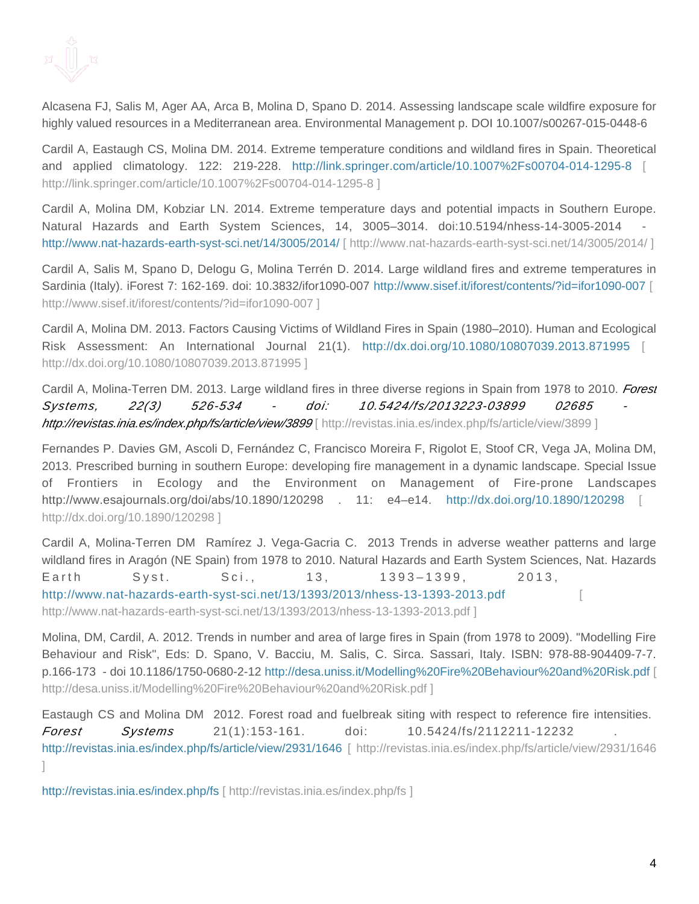Alcasena FJ, Salis M, Ager AA, Arca B, Molina D, Spano D. 2014. Assessing landscape scale wildfire exposure for highly valued resources in a Mediterranean area. Environmental Management p. DOI 10.1007/s00267-015-0448-6

Cardil A, Eastaugh CS, Molina DM. 2014. Extreme temperature conditions and wildland fires in Spain. Theoretical and applied climatology. 122: 219-228. http://link.springer.com/article/10.1007%2Fs00704-014-1295-8 [ http://link.springer.com/article/10.1007%2Fs00704-014-1295-8 ]

Cardil A, Molina DM, Kobziar LN. 2014. Extreme temperature days and potential impacts in Southern Europe. Natural Hazards and Earth System Sciences, 14, 3005–3014. doi:10.5194/nhess-14-3005-2014 - http://www.nat-hazards-earth-syst-sci.net/14/3005/2014/ [ http://www.nat-hazards-earth-syst-sci.net/14/3005/2014/ ]

Cardil A, Salis M, Spano D, Delogu G, Molina Terrén D. 2014. Large wildland fires and extreme temperatures in Sardinia (Italy). iForest 7: 162-169. doi: 10.3832/ifor1090-007 http://www.sisef.it/iforest/contents/?id=ifor1090-007 [ http://www.sisef.it/iforest/contents/?id=ifor1090-007 ]

Cardil A, Molina DM. 2013. Factors Causing Victims of Wildland Fires in Spain (1980–2010). Human and Ecological Risk Assessment: An International Journal 21(1). http://dx.doi.org/10.1080/10807039.2013.871995 [ http://dx.doi.org/10.1080/10807039.2013.871995 ]

Cardil A, Molina-Terren DM. 2013. Large wildland fires in three diverse regions in Spain from 1978 to 2010. *Forest Systems, 22(3) 526-534 - doi: 10.5424/fs/2013223-03899 02685 - http://revistas.inia.es/index.php/fs/article/view/3899* [ http://revistas.inia.es/index.php/fs/article/view/3899 ]

Fernandes P. Davies GM, Ascoli D, Fernández C, Francisco Moreira F, Rigolot E, Stoof CR, Vega JA, Molina DM, 2013. Prescribed burning in southern Europe: developing fire management in a dynamic landscape. Special Issue of Frontiers in Ecology and the Environment on Management of Fire-prone Landscapes http://www.esajournals.org/doi/abs/10.1890/120298 . 11: e4–e14. http://dx.doi.org/10.1890/120298 [ http://dx.doi.org/10.1890/120298 ]

Cardil A, Molina-Terren DM Ramírez J. Vega-Gacria C. 2013 Trends in adverse weather patterns and large wildland fires in Aragón (NE Spain) from 1978 to 2010. Natural Hazards and Earth System Sciences, Nat. Hazards Earth Syst. Sci., 13, 1393–1399, 2013, http://www.nat-hazards-earth-syst-sci.net/13/1393/2013/nhess-13-1393-2013.pdf [ http://www.nat-hazards-earth-syst-sci.net/13/1393/2013/nhess-13-1393-2013.pdf ]

Molina, DM, Cardil, A. 2012. Trends in number and area of large fires in Spain (from 1978 to 2009). "Modelling Fire Behaviour and Risk", Eds: D. Spano, V. Bacciu, M. Salis, C. Sirca. Sassari, Italy. ISBN: 978-88-904409-7-7. p.166-173 - doi 10.1186/1750-0680-2-12 http://desa.uniss.it/Modelling%20Fire%20Behaviour%20and%20Risk.pdf [ http://desa.uniss.it/Modelling%20Fire%20Behaviour%20and%20Risk.pdf ]

Eastaugh CS and Molina DM 2012. Forest road and fuelbreak siting with respect to reference fire intensities. *Forest Systems* 21(1):153-161. doi: 10.5424/fs/2112211-12232 . http://revistas.inia.es/index.php/fs/article/view/2931/1646 [ http://revistas.inia.es/index.php/fs/article/view/2931/1646 ]

http://revistas.inia.es/index.php/fs [ http://revistas.inia.es/index.php/fs ]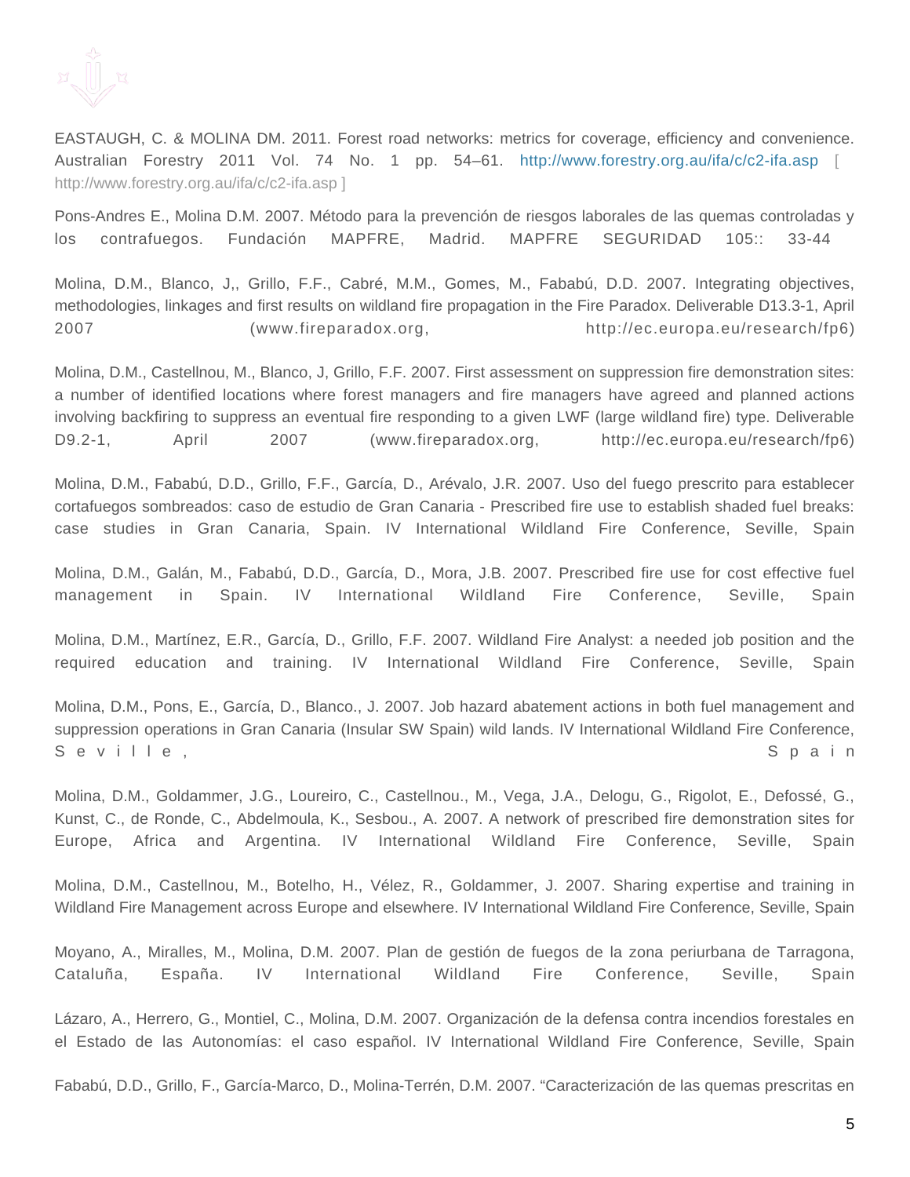EASTAUGH, C. & MOLINA DM. 2011. Forest road networks: metrics for coverage, efficiency and convenience. Australian Forestry 2011 Vol. 74 No. 1 pp. 54–61. http://www.forestry.org.au/ifa/c/c2-ifa.asp [ http://www.forestry.org.au/ifa/c/c2-ifa.asp ]

Pons-Andres E., Molina D.M. 2007. Método para la prevención de riesgos laborales de las quemas controladas y los contrafuegos. Fundación MAPFRE, Madrid. MAPFRE SEGURIDAD 105:: 33-44

Molina, D.M., Blanco, J,, Grillo, F.F., Cabré, M.M., Gomes, M., Fababú, D.D. 2007. Integrating objectives, methodologies, linkages and first results on wildland fire propagation in the Fire Paradox. Deliverable D13.3-1, April 2007 (www.fireparadox.org, http://ec.europa.eu/research/fp6)

Molina, D.M., Castellnou, M., Blanco, J, Grillo, F.F. 2007. First assessment on suppression fire demonstration sites: a number of identified locations where forest managers and fire managers have agreed and planned actions involving backfiring to suppress an eventual fire responding to a given LWF (large wildland fire) type. Deliverable D9.2-1, April 2007 (www.fireparadox.org, http://ec.europa.eu/research/fp6)

Molina, D.M., Fababú, D.D., Grillo, F.F., García, D., Arévalo, J.R. 2007. Uso del fuego prescrito para establecer cortafuegos sombreados: caso de estudio de Gran Canaria - Prescribed fire use to establish shaded fuel breaks: case studies in Gran Canaria, Spain. IV International Wildland Fire Conference, Seville, Spain

Molina, D.M., Galán, M., Fababú, D.D., García, D., Mora, J.B. 2007. Prescribed fire use for cost effective fuel management in Spain. IV International Wildland Fire Conference, Seville, Spain

Molina, D.M., Martínez, E.R., García, D., Grillo, F.F. 2007. Wildland Fire Analyst: a needed job position and the required education and training. IV International Wildland Fire Conference, Seville, Spain

Molina, D.M., Pons, E., García, D., Blanco., J. 2007. Job hazard abatement actions in both fuel management and suppression operations in Gran Canaria (Insular SW Spain) wild lands. IV International Wildland Fire Conference, Seville, Spain

Molina, D.M., Goldammer, J.G., Loureiro, C., Castellnou., M., Vega, J.A., Delogu, G., Rigolot, E., Defossé, G., Kunst, C., de Ronde, C., Abdelmoula, K., Sesbou., A. 2007. A network of prescribed fire demonstration sites for Europe, Africa and Argentina. IV International Wildland Fire Conference, Seville, Spain

Molina, D.M., Castellnou, M., Botelho, H., Vélez, R., Goldammer, J. 2007. Sharing expertise and training in Wildland Fire Management across Europe and elsewhere. IV International Wildland Fire Conference, Seville, Spain

Moyano, A., Miralles, M., Molina, D.M. 2007. Plan de gestión de fuegos de la zona periurbana de Tarragona, Cataluña, España. IV International Wildland Fire Conference, Seville, Spain

Lázaro, A., Herrero, G., Montiel, C., Molina, D.M. 2007. Organización de la defensa contra incendios forestales en el Estado de las Autonomías: el caso español. IV International Wildland Fire Conference, Seville, Spain

Fababú, D.D., Grillo, F., García-Marco, D., Molina-Terrén, D.M. 2007. “Caracterización de las quemas prescritas en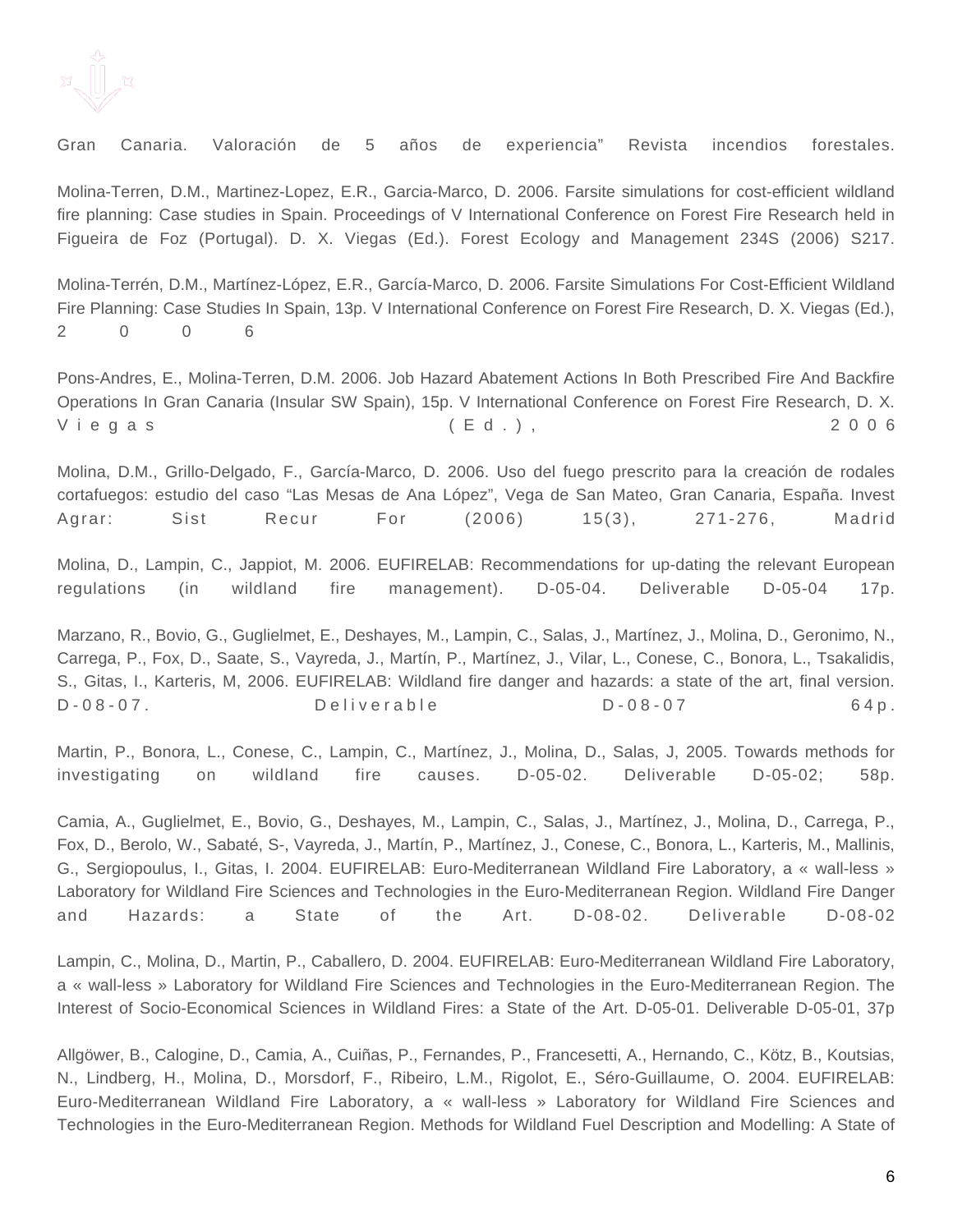Gran Canaria. Valoración de 5 años de experiencia" Revista incendios forestales.

Molina-Terren, D.M., Martinez-Lopez, E.R., Garcia-Marco, D. 2006. Farsite simulations for cost-efficient wildland fire planning: Case studies in Spain. Proceedings of V International Conference on Forest Fire Research held in Figueira de Foz (Portugal). D. X. Viegas (Ed.). Forest Ecology and Management 234S (2006) S217.

Molina-Terrén, D.M., Martínez-López, E.R., García-Marco, D. 2006. Farsite Simulations For Cost-Efficient Wildland Fire Planning: Case Studies In Spain, 13p. V International Conference on Forest Fire Research, D. X. Viegas (Ed.), 2006

Pons-Andres, E., Molina-Terren, D.M. 2006. Job Hazard Abatement Actions In Both Prescribed Fire And Backfire Operations In Gran Canaria (Insular SW Spain), 15p. V International Conference on Forest Fire Research, D. X. Viegas (Ed.), 2006

Molina, D.M., Grillo-Delgado, F., García-Marco, D. 2006. Uso del fuego prescrito para la creación de rodales cortafuegos: estudio del caso "Las Mesas de Ana López", Vega de San Mateo, Gran Canaria, España. Invest Agrar: Sist Recur For (2006) 15(3), 271-276, Madrid

Molina, D., Lampin, C., Jappiot, M. 2006. EUFIRELAB: Recommendations for up-dating the relevant European regulations (in wildland fire management). D-05-04. Deliverable D-05-04 17p.

Marzano, R., Bovio, G., Guglielmet, E., Deshayes, M., Lampin, C., Salas, J., Martínez, J., Molina, D., Geronimo, N., Carrega, P., Fox, D., Saate, S., Vayreda, J., Martín, P., Martínez, J., Vilar, L., Conese, C., Bonora, L., Tsakalidis, S., Gitas, I., Karteris, M, 2006. EUFIRELAB: Wildland fire danger and hazards: a state of the art, final version. D-08-07. Deliverable D-08-07 64p.

Martin, P., Bonora, L., Conese, C., Lampin, C., Martínez, J., Molina, D., Salas, J, 2005. Towards methods for investigating on wildland fire causes. D-05-02. Deliverable D-05-02; 58p.

Camia, A., Guglielmet, E., Bovio, G., Deshayes, M., Lampin, C., Salas, J., Martínez, J., Molina, D., Carrega, P., Fox, D., Berolo, W., Sabaté, S-, Vayreda, J., Martín, P., Martínez, J., Conese, C., Bonora, L., Karteris, M., Mallinis, G., Sergiopoulus, I., Gitas, I. 2004. EUFIRELAB: Euro-Mediterranean Wildland Fire Laboratory, a « wall-less » Laboratory for Wildland Fire Sciences and Technologies in the Euro-Mediterranean Region. Wildland Fire Danger and Hazards: a State of the Art. D-08-02. Deliverable D-08-02

Lampin, C., Molina, D., Martin, P., Caballero, D. 2004. EUFIRELAB: Euro-Mediterranean Wildland Fire Laboratory, a « wall-less » Laboratory for Wildland Fire Sciences and Technologies in the Euro-Mediterranean Region. The Interest of Socio-Economical Sciences in Wildland Fires: a State of the Art. D-05-01. Deliverable D-05-01, 37p

Allgöwer, B., Calogine, D., Camia, A., Cuiñas, P., Fernandes, P., Francesetti, A., Hernando, C., Kötz, B., Koutsias, N., Lindberg, H., Molina, D., Morsdorf, F., Ribeiro, L.M., Rigolot, E., Séro-Guillaume, O. 2004. EUFIRELAB: Euro-Mediterranean Wildland Fire Laboratory, a « wall-less » Laboratory for Wildland Fire Sciences and Technologies in the Euro-Mediterranean Region. Methods for Wildland Fuel Description and Modelling: A State of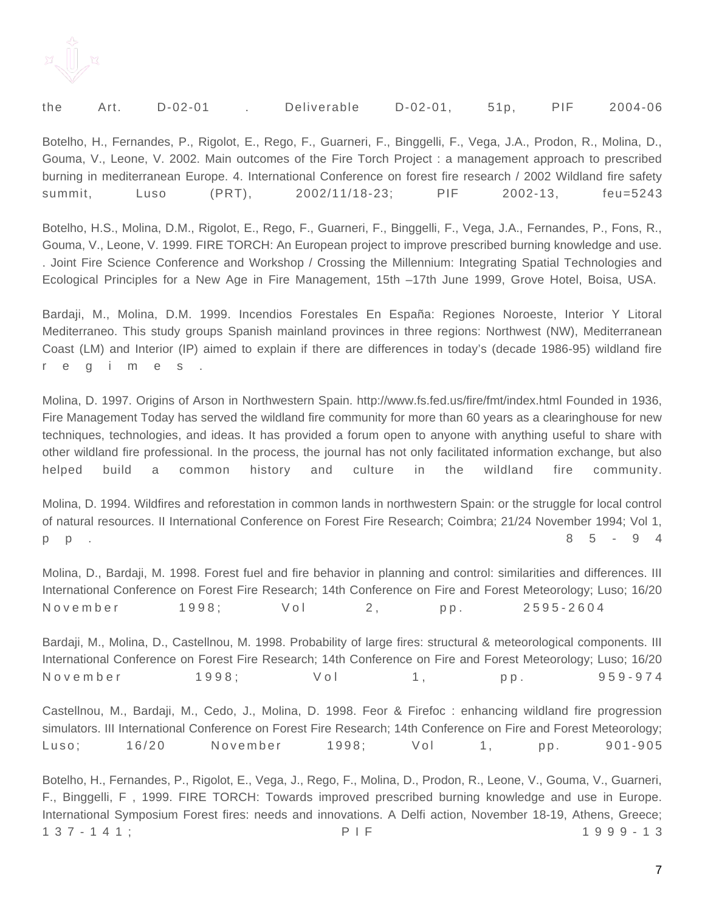the Art. D-02-01 . Deliverable D-02-01, 51p, PIF 2004-06

Botelho, H., Fernandes, P., Rigolot, E., Rego, F., Guarneri, F., Binggelli, F., Vega, J.A., Prodon, R., Molina, D., Gouma, V., Leone, V. 2002. Main outcomes of the Fire Torch Project : a management approach to prescribed burning in mediterranean Europe. 4. International Conference on forest fire research / 2002 Wildland fire safety summit, Luso (PRT), 2002/11/18-23; PIF 2002-13, feu=5243

Botelho, H.S., Molina, D.M., Rigolot, E., Rego, F., Guarneri, F., Binggelli, F., Vega, J.A., Fernandes, P., Fons, R., Gouma, V., Leone, V. 1999. FIRE TORCH: An European project to improve prescribed burning knowledge and use. . Joint Fire Science Conference and Workshop / Crossing the Millennium: Integrating Spatial Technologies and Ecological Principles for a New Age in Fire Management, 15th –17th June 1999, Grove Hotel, Boisa, USA.

Bardaji, M., Molina, D.M. 1999. Incendios Forestales En España: Regiones Noroeste, Interior Y Litoral Mediterraneo. This study groups Spanish mainland provinces in three regions: Northwest (NW), Mediterranean Coast (LM) and Interior (IP) aimed to explain if there are differences in today's (decade 1986-95) wildland fire regimes.

Molina, D. 1997. Origins of Arson in Northwestern Spain. http://www.fs.fed.us/fire/fmt/index.html Founded in 1936, Fire Management Today has served the wildland fire community for more than 60 years as a clearinghouse for new techniques, technologies, and ideas. It has provided a forum open to anyone with anything useful to share with other wildland fire professional. In the process, the journal has not only facilitated information exchange, but also helped build a common history and culture in the wildland fire community.

Molina, D. 1994. Wildfires and reforestation in common lands in northwestern Spain: or the struggle for local control of natural resources. II International Conference on Forest Fire Research; Coimbra; 21/24 November 1994; Vol 1, pp. 85-94

Molina, D., Bardaji, M. 1998. Forest fuel and fire behavior in planning and control: similarities and differences. III International Conference on Forest Fire Research; 14th Conference on Fire and Forest Meteorology; Luso; 16/20 November 1998; Vol 2, pp. 2595-2604

Bardaji, M., Molina, D., Castellnou, M. 1998. Probability of large fires: structural & meteorological components. III International Conference on Forest Fire Research; 14th Conference on Fire and Forest Meteorology; Luso; 16/20 November 1998; Vol 1, pp. 959-974

Castellnou, M., Bardaji, M., Cedo, J., Molina, D. 1998. Feor & Firefoc : enhancing wildland fire progression simulators. III International Conference on Forest Fire Research; 14th Conference on Fire and Forest Meteorology; Luso; 16/20 November 1998; Vol 1, pp. 901-905

Botelho, H., Fernandes, P., Rigolot, E., Vega, J., Rego, F., Molina, D., Prodon, R., Leone, V., Gouma, V., Guarneri, F., Binggelli, F , 1999. FIRE TORCH: Towards improved prescribed burning knowledge and use in Europe. International Symposium Forest fires: needs and innovations. A Delfi action, November 18-19, Athens, Greece; 137-141; PIF 1999-13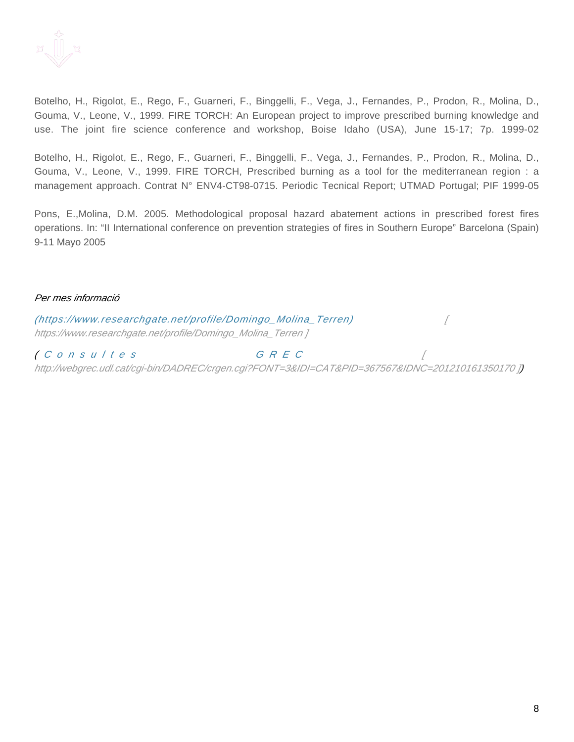Botelho, H., Rigolot, E., Rego, F., Guarneri, F., Binggelli, F., Vega, J., Fernandes, P., Prodon, R., Molina, D., Gouma, V., Leone, V., 1999. FIRE TORCH: An European project to improve prescribed burning knowledge and use. The joint fire science conference and workshop, Boise Idaho (USA), June 15-17; 7p. 1999-02

Botelho, H., Rigolot, E., Rego, F., Guarneri, F., Binggelli, F., Vega, J., Fernandes, P., Prodon, R., Molina, D., Gouma, V., Leone, V., 1999. FIRE TORCH, Prescribed burning as a tool for the mediterranean region : a management approach. Contrat N° ENV4-CT98-0715. Periodic Tecnical Report; UTMAD Portugal; PIF 1999-05

Pons, E.,Molina, D.M. 2005. Methodological proposal hazard abatement actions in prescribed forest fires operations. In: "II International conference on prevention strategies of fires in Southern Europe" Barcelona (Spain) 9-11 Mayo 2005

*Per mes informació*

*(https://www.researchgate.net/profile/Domingo_Molina_Terren) [ https://www.researchgate.net/profile/Domingo_Molina_Terren ]*

*( Consultes GREC [ http://webgrec.udl.cat/cgi-bin/DADREC/crgen.cgi?FONT=3&IDI=CAT&PID=367567&IDNC=201210161350170 ])*